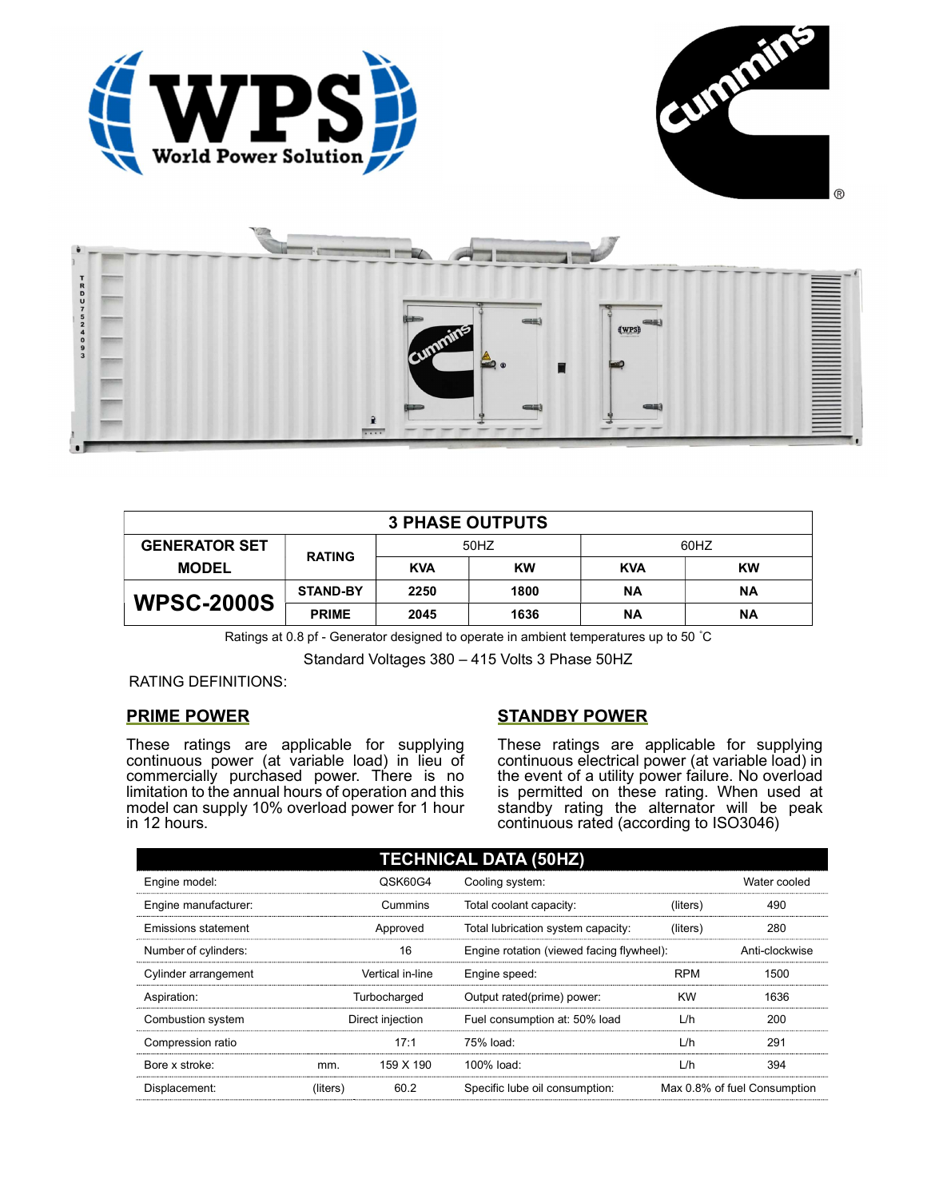| 3 PHASE OUTPUTS | | | | | |
|---|---|---|---|---|---|
| GENERATOR SET MODEL | RATING | 50HZ | | 60HZ | |
| | | KVA | KW | KVA | KW |
| **WPSC-2000S** | STAND-BY | 2250 | 1800 | NA | NA |
| | PRIME | 2045 | 1636 | NA | NA |

Ratings at 0.8 pf - Generator designed to operate in ambient temperatures up to 50 ˚C

Standard Voltages 380 – 415 Volts 3 Phase 50HZ

RATING DEFINITIONS:

## PRIME POWER

These ratings are applicable for supplying continuous power (at variable load) in lieu of commercially purchased power. There is no limitation to the annual hours of operation and this model can supply 10% overload power for 1 hour in 12 hours.

## STANDBY POWER

These ratings are applicable for supplying continuous electrical power (at variable load) in the event of a utility power failure. No overload is permitted on these rating. When used at standby rating the alternator will be peak continuous rated (according to ISO3046)

| TECHNICAL DATA (50HZ) | | | | | |
|---|---|---|---|---|---|
| Engine model: | | QSK60G4 | Cooling system: | | Water cooled |
| Engine manufacturer: | | Cummins | Total coolant capacity: | (liters) | 490 |
| Emissions statement | | Approved | Total lubrication system capacity: | (liters) | 280 |
| Number of cylinders: | | 16 | Engine rotation (viewed facing flywheel): | | Anti-clockwise |
| Cylinder arrangement | | Vertical in-line | Engine speed: | RPM | 1500 |
| Aspiration: | | Turbocharged | Output rated(prime) power: | KW | 1636 |
| Combustion system | | Direct injection | Fuel consumption at: 50% load | L/h | 200 |
| Compression ratio | | 17:1 | 75% load: | L/h | 291 |
| Bore x stroke: | mm. | 159 X 190 | 100% load: | L/h | 394 |
| Displacement: | (liters) | 60.2 | Specific lube oil consumption: | | Max 0.8% of fuel Consumption |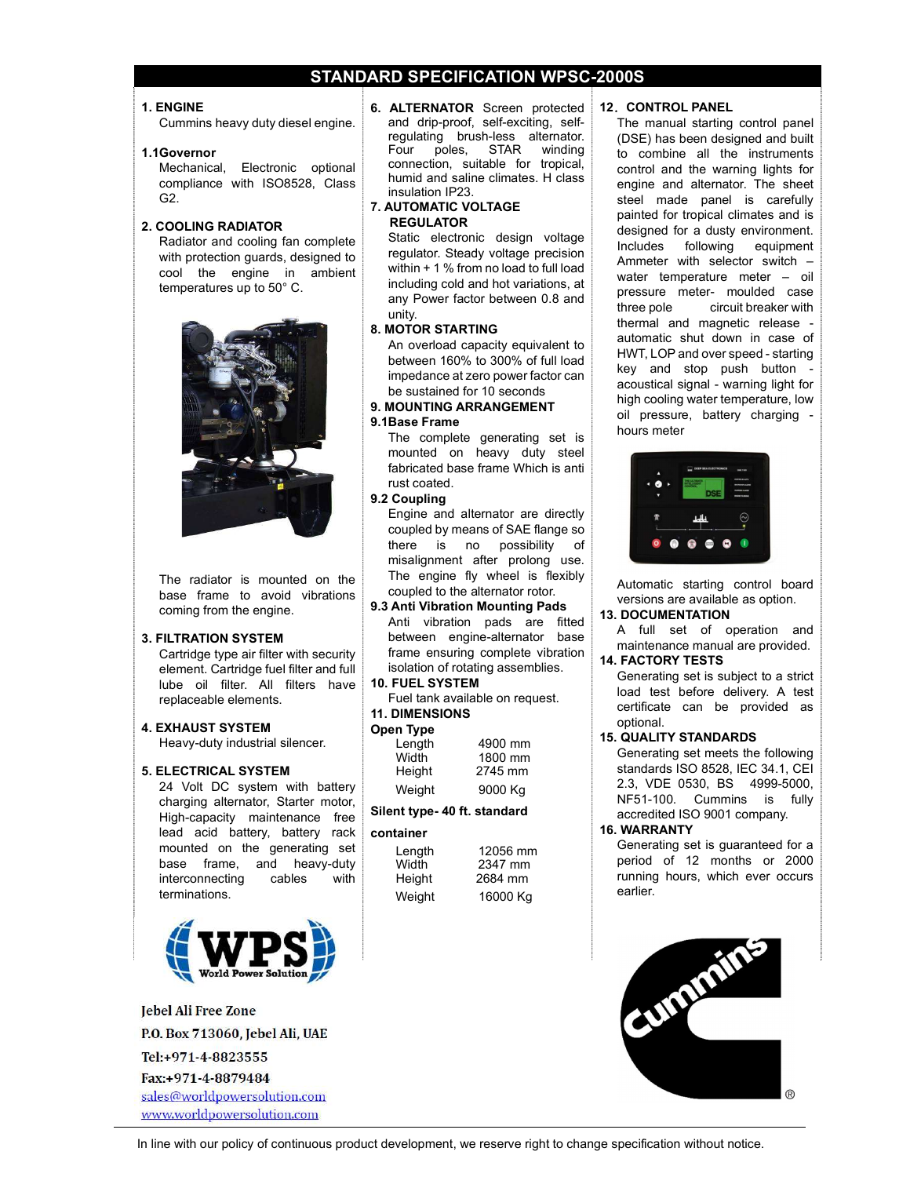# STANDARD SPECIFICATION WPSC-2000S

### 1. ENGINE

Cummins heavy duty diesel engine.

### 1.1Governor

Mechanical, Electronic optional compliance with ISO8528, Class G2.

### 2. COOLING RADIATOR

Radiator and cooling fan complete with protection guards, designed to cool the engine in ambient temperatures up to 50° C.

The radiator is mounted on the base frame to avoid vibrations coming from the engine.

### 3. FILTRATION SYSTEM

Cartridge type air filter with security element. Cartridge fuel filter and full lube oil filter. All filters have replaceable elements.

### 4. EXHAUST SYSTEM

Heavy-duty industrial silencer.

### 5. ELECTRICAL SYSTEM

24 Volt DC system with battery charging alternator, Starter motor, High-capacity maintenance free lead acid battery, battery rack mounted on the generating set base frame, and heavy-duty interconnecting cables with terminations.

### 6. ALTERNATOR

Screen protected and drip-proof, self-exciting, self-regulating brush-less alternator. Four poles, STAR winding connection, suitable for tropical, humid and saline climates. H class insulation IP23.

### 7. AUTOMATIC VOLTAGE REGULATOR

Static electronic design voltage regulator. Steady voltage precision within + 1 % from no load to full load including cold and hot variations, at any Power factor between 0.8 and unity.

### 8. MOTOR STARTING

An overload capacity equivalent to between 160% to 300% of full load impedance at zero power factor can be sustained for 10 seconds

### 9. MOUNTING ARRANGEMENT

### 9.1Base Frame

The complete generating set is mounted on heavy duty steel fabricated base frame Which is anti rust coated.

### 9.2 Coupling

Engine and alternator are directly coupled by means of SAE flange so there is no possibility of misalignment after prolong use. The engine fly wheel is flexibly coupled to the alternator rotor.

### 9.3 Anti Vibration Mounting Pads

Anti vibration pads are fitted between engine-alternator base frame ensuring complete vibration isolation of rotating assemblies.

### 10. FUEL SYSTEM

Fuel tank available on request.

### 11. DIMENSIONS

**Open Type**

| | |
|---|---|
| Length | 4900 mm |
| Width | 1800 mm |
| Height | 2745 mm |
| Weight | 9000 Kg |

**Silent type- 40 ft. standard container**

| | |
|---|---|
| Length | 12056 mm |
| Width | 2347 mm |
| Height | 2684 mm |
| Weight | 16000 Kg |

### 12. CONTROL PANEL

The manual starting control panel (DSE) has been designed and built to combine all the instruments control and the warning lights for engine and alternator. The sheet steel made panel is carefully painted for tropical climates and is designed for a dusty environment. Includes following equipment Ammeter with selector switch – water temperature meter – oil pressure meter- moulded case three pole circuit breaker with thermal and magnetic release - automatic shut down in case of HWT, LOP and over speed - starting key and stop push button - acoustical signal - warning light for high cooling water temperature, low oil pressure, battery charging - hours meter

Automatic starting control board versions are available as option.

### 13. DOCUMENTATION

A full set of operation and maintenance manual are provided.

### 14. FACTORY TESTS

Generating set is subject to a strict load test before delivery. A test certificate can be provided as optional.

### 15. QUALITY STANDARDS

Generating set meets the following standards ISO 8528, IEC 34.1, CEI 2.3, VDE 0530, BS 4999-5000, NF51-100. Cummins is fully accredited ISO 9001 company.

### 16. WARRANTY

Generating set is guaranteed for a period of 12 months or 2000 running hours, which ever occurs earlier.

WPS World Power Solution

Jebel Ali Free Zone
P.O. Box 713060, Jebel Ali, UAE
Tel:+971-4-8823555
Fax:+971-4-8879484
sales@worldpowersolution.com
www.worldpowersolution.com

Cummins®

In line with our policy of continuous product development, we reserve right to change specification without notice.